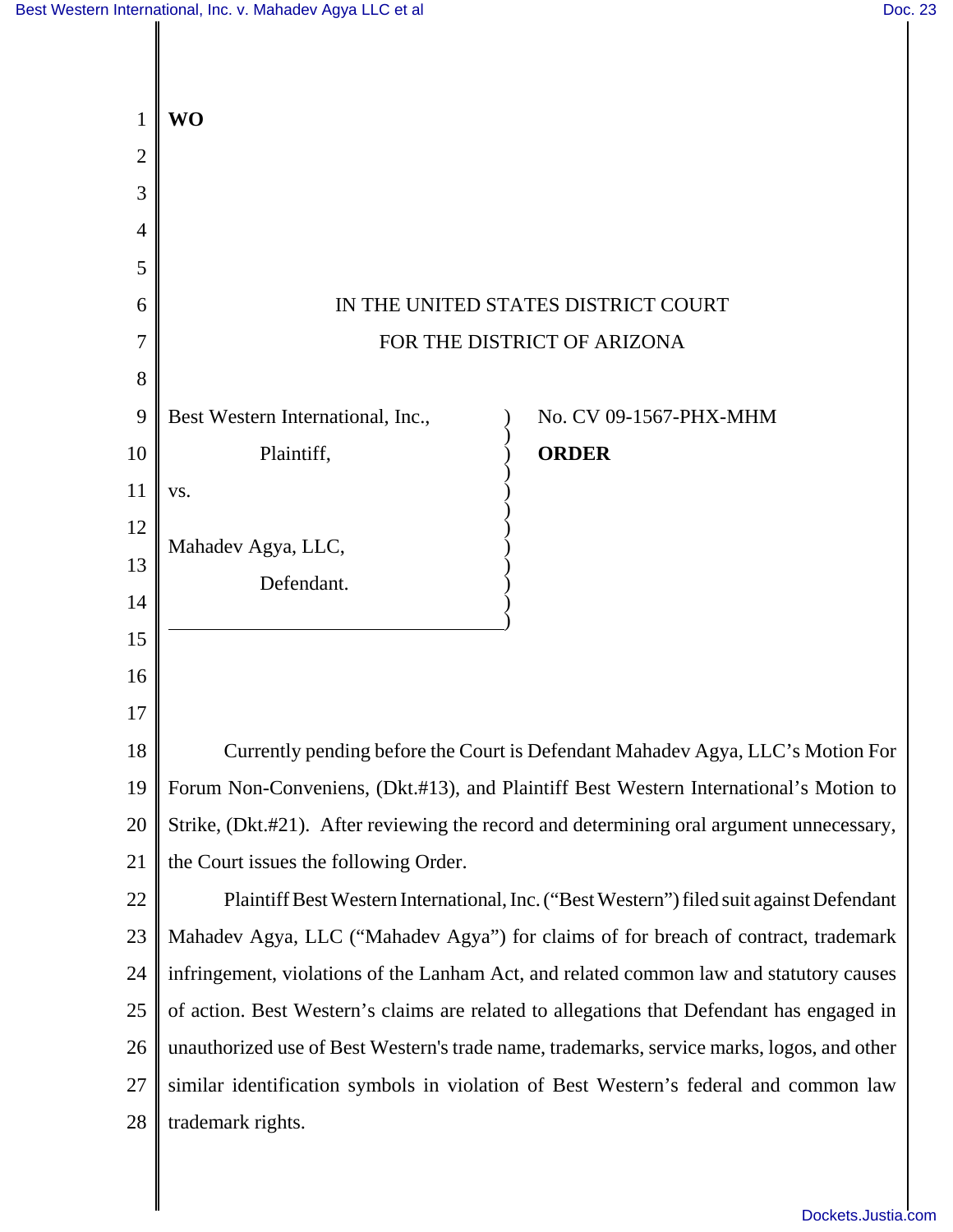**WO**

IN THE UNITED STATES DISTRICT COURT

FOR THE DISTRICT OF ARIZONA

Best Western International, Inc.,

Plaintiff,

vs.

Mahadev Agya, LLC,

Defendant.

No. CV 09-1567-PHX-MHM

**ORDER**

Currently pending before the Court is Defendant Mahadev Agya, LLC's Motion For Forum Non-Conveniens, (Dkt.#13), and Plaintiff Best Western International's Motion to Strike, (Dkt.#21). After reviewing the record and determining oral argument unnecessary, the Court issues the following Order.

Plaintiff Best Western International, Inc. ("Best Western") filed suit against Defendant Mahadev Agya, LLC ("Mahadev Agya") for claims of for breach of contract, trademark infringement, violations of the Lanham Act, and related common law and statutory causes of action. Best Western's claims are related to allegations that Defendant has engaged in unauthorized use of Best Western's trade name, trademarks, service marks, logos, and other similar identification symbols in violation of Best Western's federal and common law trademark rights.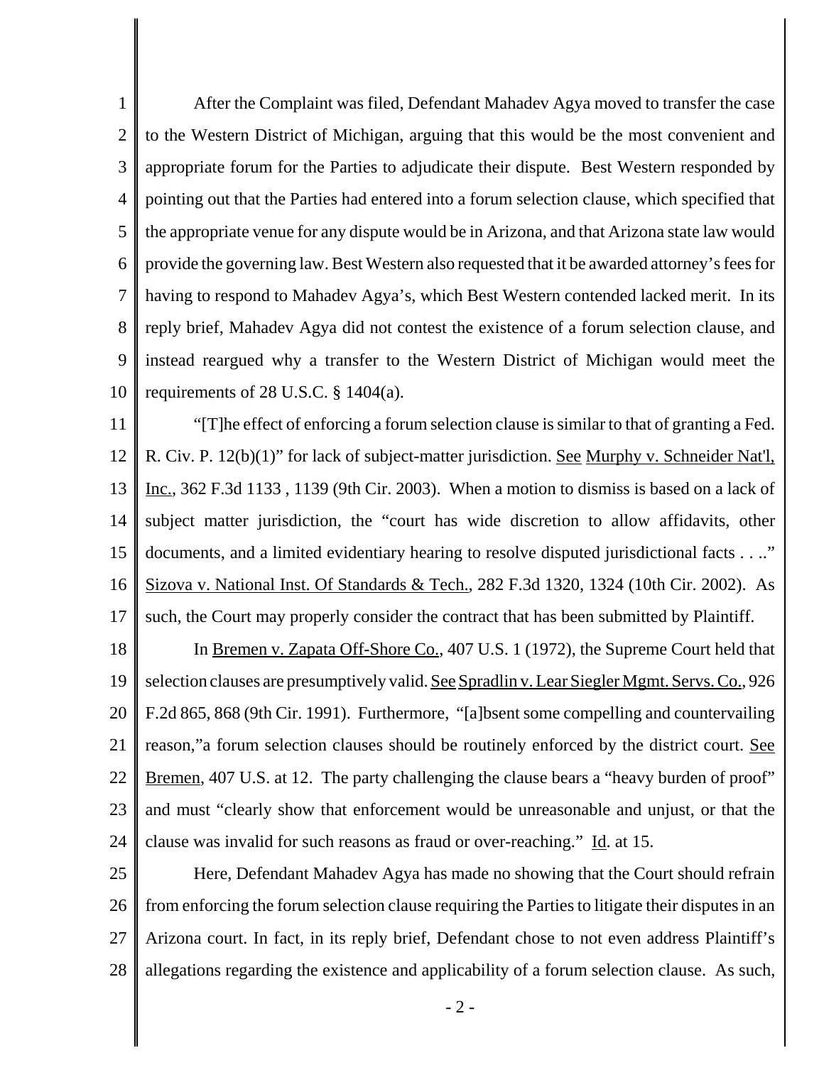After the Complaint was filed, Defendant Mahadev Agya moved to transfer the case to the Western District of Michigan, arguing that this would be the most convenient and appropriate forum for the Parties to adjudicate their dispute. Best Western responded by pointing out that the Parties had entered into a forum selection clause, which specified that the appropriate venue for any dispute would be in Arizona, and that Arizona state law would provide the governing law. Best Western also requested that it be awarded attorney's fees for having to respond to Mahadev Agya's, which Best Western contended lacked merit. In its reply brief, Mahadev Agya did not contest the existence of a forum selection clause, and instead reargued why a transfer to the Western District of Michigan would meet the requirements of 28 U.S.C. § 1404(a).

"[T]he effect of enforcing a forum selection clause is similar to that of granting a Fed. R. Civ. P. 12(b)(1)" for lack of subject-matter jurisdiction. See Murphy v. Schneider Nat'l, Inc., 362 F.3d 1133 , 1139 (9th Cir. 2003). When a motion to dismiss is based on a lack of subject matter jurisdiction, the "court has wide discretion to allow affidavits, other documents, and a limited evidentiary hearing to resolve disputed jurisdictional facts . . .." Sizova v. National Inst. Of Standards & Tech., 282 F.3d 1320, 1324 (10th Cir. 2002). As such, the Court may properly consider the contract that has been submitted by Plaintiff.

In Bremen v. Zapata Off-Shore Co., 407 U.S. 1 (1972), the Supreme Court held that selection clauses are presumptively valid. See Spradlin v. Lear Siegler Mgmt. Servs. Co., 926 F.2d 865, 868 (9th Cir. 1991). Furthermore, "[a]bsent some compelling and countervailing reason,"a forum selection clauses should be routinely enforced by the district court. See Bremen, 407 U.S. at 12. The party challenging the clause bears a "heavy burden of proof" and must "clearly show that enforcement would be unreasonable and unjust, or that the clause was invalid for such reasons as fraud or over-reaching." Id. at 15.

Here, Defendant Mahadev Agya has made no showing that the Court should refrain from enforcing the forum selection clause requiring the Parties to litigate their disputes in an Arizona court. In fact, in its reply brief, Defendant chose to not even address Plaintiff's allegations regarding the existence and applicability of a forum selection clause. As such,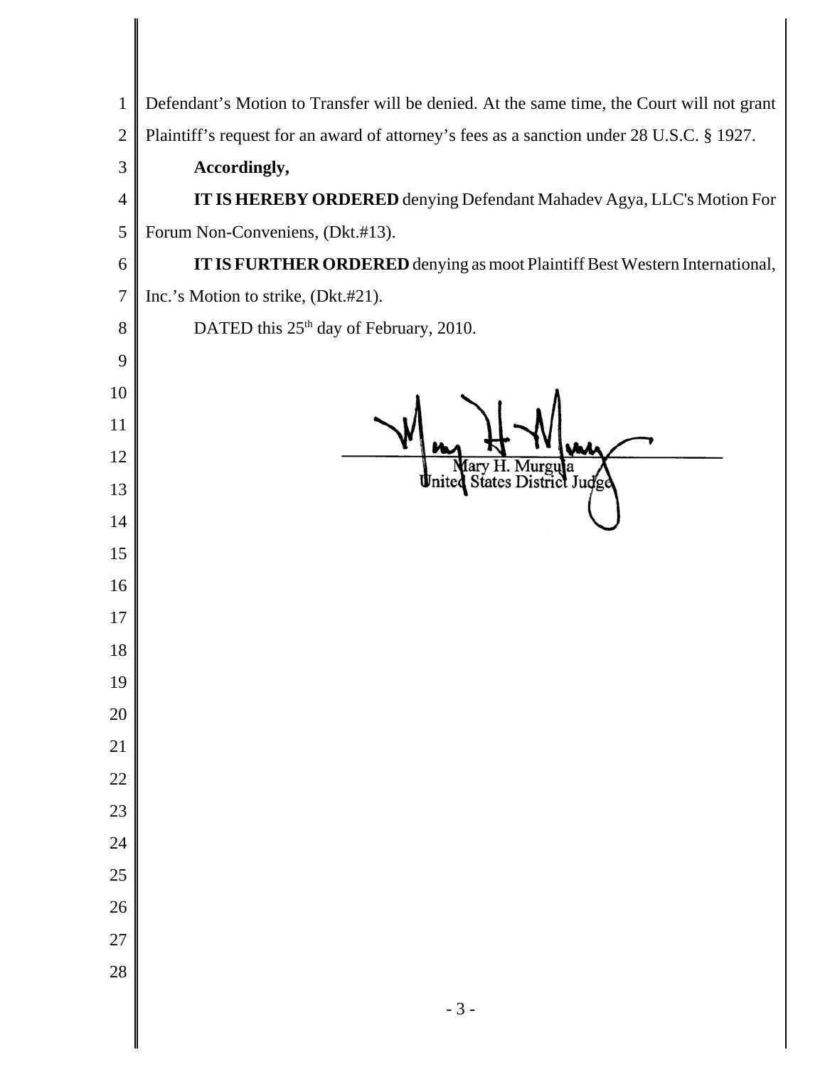Defendant's Motion to Transfer will be denied. At the same time, the Court will not grant Plaintiff's request for an award of attorney's fees as a sanction under 28 U.S.C. § 1927.

**Accordingly,**

**IT IS HEREBY ORDERED** denying Defendant Mahadev Agya, LLC's Motion For Forum Non-Conveniens, (Dkt.#13).

**IT IS FURTHER ORDERED** denying as moot Plaintiff Best Western International, Inc.'s Motion to strike, (Dkt.#21).

DATED this 25th day of February, 2010.

Mary H. Murguia
United States District Judge